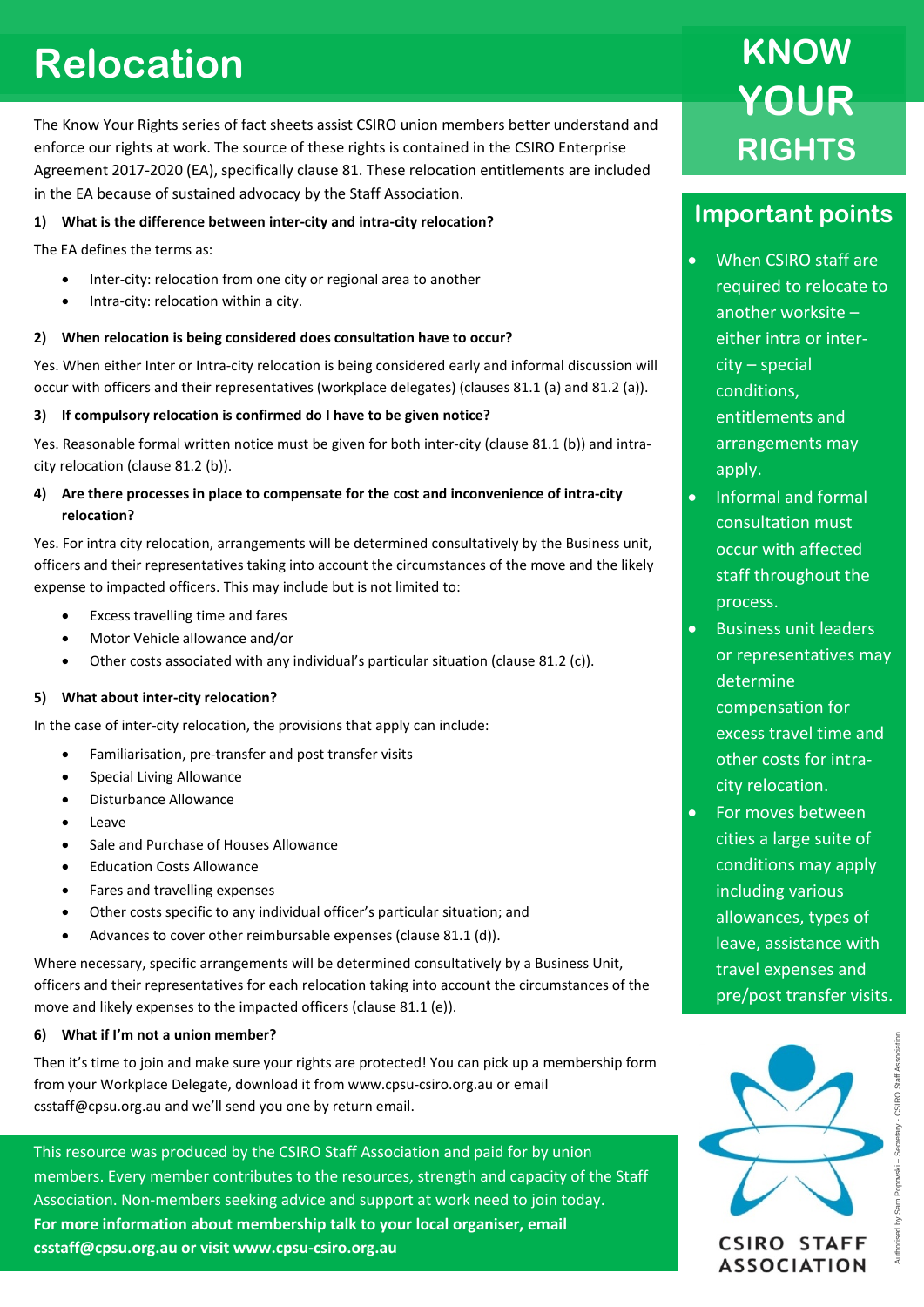# Relocation

The Know Your Rights series of fact sheets assist CSIRO union members better understand and enforce our rights at work. The source of these rights is contained in the CSIRO Enterprise Agreement 2017-2020 (EA), specifically clause 81. These relocation entitlements are included in the EA because of sustained advocacy by the Staff Association.

**1) What is the difference between inter-city and intra-city relocation?**

The EA defines the terms as:

- Inter-city: relocation from one city or regional area to another
- Intra-city: relocation within a city.

**2) When relocation is being considered does consultation have to occur?**

Yes. When either Inter or Intra-city relocation is being considered early and informal discussion will occur with officers and their representatives (workplace delegates) (clauses 81.1 (a) and 81.2 (a)).

**3) If compulsory relocation is confirmed do I have to be given notice?**

Yes. Reasonable formal written notice must be given for both inter-city (clause 81.1 (b)) and intra-city relocation (clause 81.2 (b)).

**4) Are there processes in place to compensate for the cost and inconvenience of intra-city relocation?**

Yes. For intra city relocation, arrangements will be determined consultatively by the Business unit, officers and their representatives taking into account the circumstances of the move and the likely expense to impacted officers. This may include but is not limited to:

- Excess travelling time and fares
- Motor Vehicle allowance and/or
- Other costs associated with any individual's particular situation (clause 81.2 (c)).

**5) What about inter-city relocation?**

In the case of inter-city relocation, the provisions that apply can include:

- Familiarisation, pre-transfer and post transfer visits
- Special Living Allowance
- Disturbance Allowance
- Leave
- Sale and Purchase of Houses Allowance
- Education Costs Allowance
- Fares and travelling expenses
- Other costs specific to any individual officer's particular situation; and
- Advances to cover other reimbursable expenses (clause 81.1 (d)).

Where necessary, specific arrangements will be determined consultatively by a Business Unit, officers and their representatives for each relocation taking into account the circumstances of the move and likely expenses to the impacted officers (clause 81.1 (e)).

**6) What if I'm not a union member?**

Then it's time to join and make sure your rights are protected! You can pick up a membership form from your Workplace Delegate, download it from www.cpsu-csiro.org.au or email csstaff@cpsu.org.au and we'll send you one by return email.

This resource was produced by the CSIRO Staff Association and paid for by union members. Every member contributes to the resources, strength and capacity of the Staff Association. Non-members seeking advice and support at work need to join today.
**For more information about membership talk to your local organiser, email csstaff@cpsu.org.au or visit www.cpsu-csiro.org.au**

## KNOW YOUR RIGHTS

## Important points

- When CSIRO staff are required to relocate to another worksite – either intra or inter-city – special conditions, entitlements and arrangements may apply.
- Informal and formal consultation must occur with affected staff throughout the process.
- Business unit leaders or representatives may determine compensation for excess travel time and other costs for intra-city relocation.
- For moves between cities a large suite of conditions may apply including various allowances, types of leave, assistance with travel expenses and pre/post transfer visits.

CSIRO STAFF ASSOCIATION

Authorised by Sam Popovski – Secretary - CSIRO Staff Association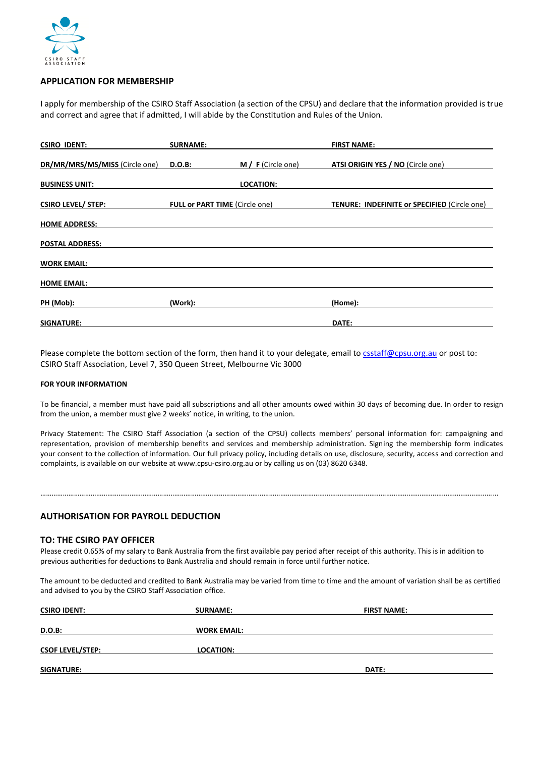CSIRO STAFF ASSOCIATION

## APPLICATION FOR MEMBERSHIP

I apply for membership of the CSIRO Staff Association (a section of the CPSU) and declare that the information provided is true and correct and agree that if admitted, I will abide by the Constitution and Rules of the Union.

**CSIRO IDENT:** ____________ **SURNAME:** ____________ **FIRST NAME:** ____________

**DR/MR/MRS/MS/MISS** (Circle one) **D.O.B:** ____________ **M / F** (Circle one) **ATSI ORIGIN YES / NO** (Circle one)

**BUSINESS UNIT:** ____________ **LOCATION:** ____________

**CSIRO LEVEL/ STEP:** ____________ **FULL or PART TIME** (Circle one) **TENURE: INDEFINITE or SPECIFIED** (Circle one)

**HOME ADDRESS:** ____________

**POSTAL ADDRESS:** ____________

**WORK EMAIL:** ____________

**HOME EMAIL:** ____________

**PH (Mob):** ____________ **(Work):** ____________ **(Home):** ____________

**SIGNATURE:** ____________ **DATE:** ____________

Please complete the bottom section of the form, then hand it to your delegate, email to csstaff@cpsu.org.au or post to: CSIRO Staff Association, Level 7, 350 Queen Street, Melbourne Vic 3000

#### FOR YOUR INFORMATION

To be financial, a member must have paid all subscriptions and all other amounts owed within 30 days of becoming due. In order to resign from the union, a member must give 2 weeks' notice, in writing, to the union.

Privacy Statement: The CSIRO Staff Association (a section of the CPSU) collects members' personal information for: campaigning and representation, provision of membership benefits and services and membership administration. Signing the membership form indicates your consent to the collection of information. Our full privacy policy, including details on use, disclosure, security, access and correction and complaints, is available on our website at www.cpsu-csiro.org.au or by calling us on (03) 8620 6348.

---

## AUTHORISATION FOR PAYROLL DEDUCTION

### TO: THE CSIRO PAY OFFICER

Please credit 0.65% of my salary to Bank Australia from the first available pay period after receipt of this authority. This is in addition to previous authorities for deductions to Bank Australia and should remain in force until further notice.

The amount to be deducted and credited to Bank Australia may be varied from time to time and the amount of variation shall be as certified and advised to you by the CSIRO Staff Association office.

**CSIRO IDENT:** ____________ **SURNAME:** ____________ **FIRST NAME:** ____________

**D.O.B:** ____________ **WORK EMAIL:** ____________

**CSOF LEVEL/STEP:** ____________ **LOCATION:** ____________

**SIGNATURE:** ____________ **DATE:** ____________